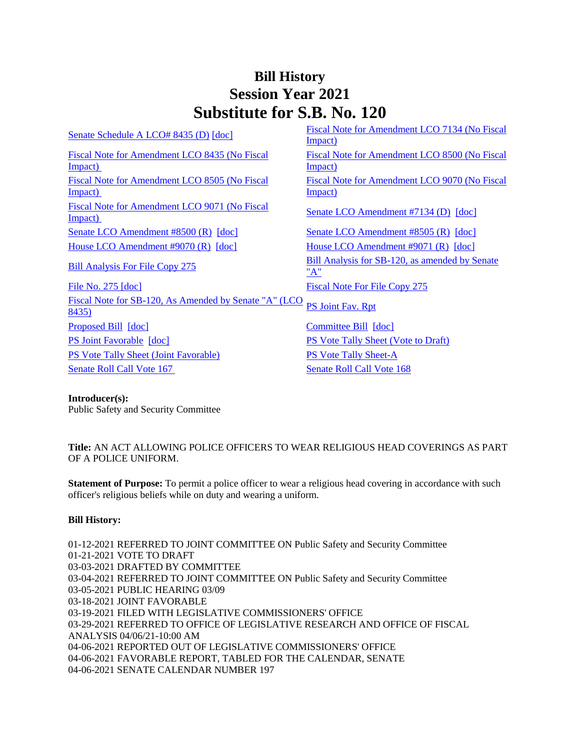# Bill History
# Session Year 2021
# Substitute for S.B. No. 120

| | |
|---|---|
| Senate Schedule A LCO# 8435 (D) [doc] | Fiscal Note for Amendment LCO 7134 (No Fiscal Impact) |
| Fiscal Note for Amendment LCO 8435 (No Fiscal Impact) | Fiscal Note for Amendment LCO 8500 (No Fiscal Impact) |
| Fiscal Note for Amendment LCO 8505 (No Fiscal Impact) | Fiscal Note for Amendment LCO 9070 (No Fiscal Impact) |
| Fiscal Note for Amendment LCO 9071 (No Fiscal Impact) | Senate LCO Amendment #7134 (D) [doc] |
| Senate LCO Amendment #8500 (R) [doc] | Senate LCO Amendment #8505 (R) [doc] |
| House LCO Amendment #9070 (R) [doc] | House LCO Amendment #9071 (R) [doc] |
| Bill Analysis For File Copy 275 | Bill Analysis for SB-120, as amended by Senate "A" |
| File No. 275 [doc] | Fiscal Note For File Copy 275 |
| Fiscal Note for SB-120, As Amended by Senate "A" (LCO 8435) | PS Joint Fav. Rpt |
| Proposed Bill [doc] | Committee Bill [doc] |
| PS Joint Favorable [doc] | PS Vote Tally Sheet (Vote to Draft) |
| PS Vote Tally Sheet (Joint Favorable) | PS Vote Tally Sheet-A |
| Senate Roll Call Vote 167 | Senate Roll Call Vote 168 |

**Introducer(s):**
Public Safety and Security Committee

**Title:** AN ACT ALLOWING POLICE OFFICERS TO WEAR RELIGIOUS HEAD COVERINGS AS PART OF A POLICE UNIFORM.

**Statement of Purpose:** To permit a police officer to wear a religious head covering in accordance with such officer's religious beliefs while on duty and wearing a uniform.

**Bill History:**

01-12-2021 REFERRED TO JOINT COMMITTEE ON Public Safety and Security Committee
01-21-2021 VOTE TO DRAFT
03-03-2021 DRAFTED BY COMMITTEE
03-04-2021 REFERRED TO JOINT COMMITTEE ON Public Safety and Security Committee
03-05-2021 PUBLIC HEARING 03/09
03-18-2021 JOINT FAVORABLE
03-19-2021 FILED WITH LEGISLATIVE COMMISSIONERS' OFFICE
03-29-2021 REFERRED TO OFFICE OF LEGISLATIVE RESEARCH AND OFFICE OF FISCAL ANALYSIS 04/06/21-10:00 AM
04-06-2021 REPORTED OUT OF LEGISLATIVE COMMISSIONERS' OFFICE
04-06-2021 FAVORABLE REPORT, TABLED FOR THE CALENDAR, SENATE
04-06-2021 SENATE CALENDAR NUMBER 197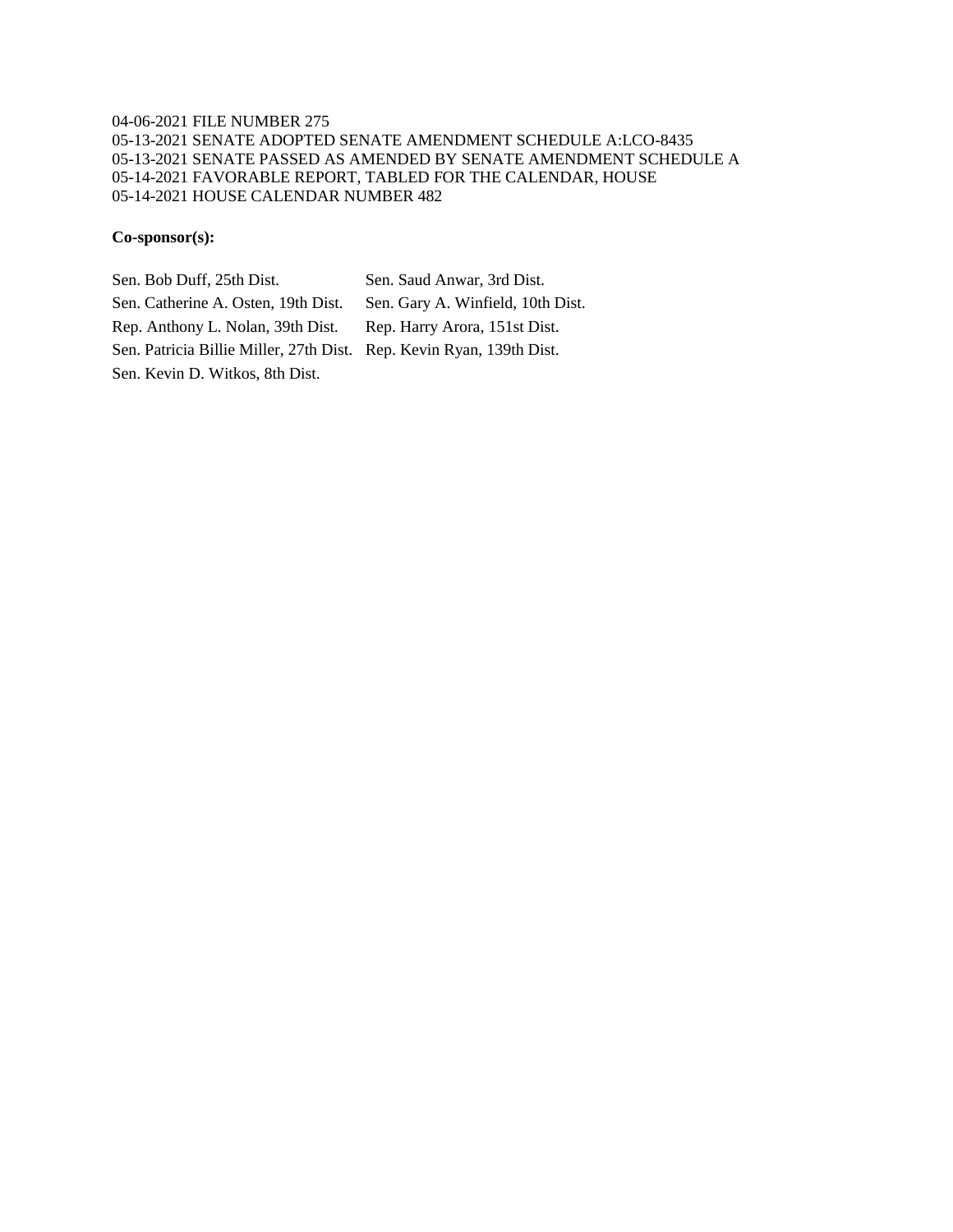04-06-2021 FILE NUMBER 275
05-13-2021 SENATE ADOPTED SENATE AMENDMENT SCHEDULE A:LCO-8435
05-13-2021 SENATE PASSED AS AMENDED BY SENATE AMENDMENT SCHEDULE A
05-14-2021 FAVORABLE REPORT, TABLED FOR THE CALENDAR, HOUSE
05-14-2021 HOUSE CALENDAR NUMBER 482

**Co-sponsor(s):**

| | |
|---|---|
| Sen. Bob Duff, 25th Dist. | Sen. Saud Anwar, 3rd Dist. |
| Sen. Catherine A. Osten, 19th Dist. | Sen. Gary A. Winfield, 10th Dist. |
| Rep. Anthony L. Nolan, 39th Dist. | Rep. Harry Arora, 151st Dist. |
| Sen. Patricia Billie Miller, 27th Dist. | Rep. Kevin Ryan, 139th Dist. |
| Sen. Kevin D. Witkos, 8th Dist. | |